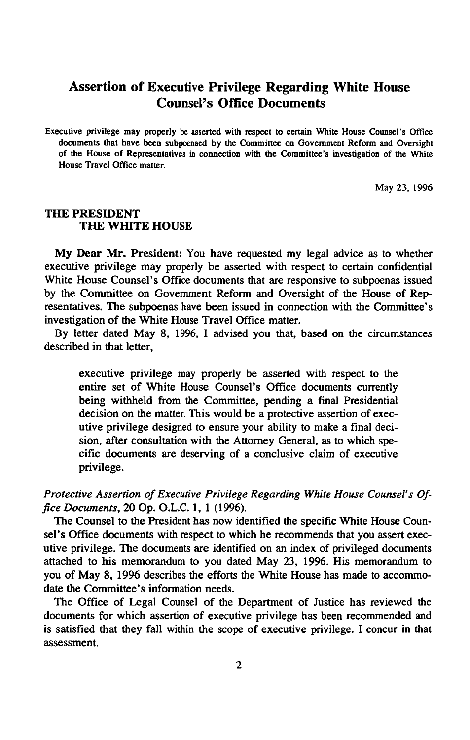# Assertion of Executive Privilege Regarding White House Counsel's Office Documents

Executive privilege may properly be asserted with respect to certain White House Counsel's Office documents that have been subpoenaed by the Committee on Government Reform and Oversight of the House of Representatives in connection with the Committee's investigation of the White House Travel Office matter.

May 23, 1996

**THE PRESIDENT**
**THE WHITE HOUSE**

**My Dear Mr. President:** You have requested my legal advice as to whether executive privilege may properly be asserted with respect to certain confidential White House Counsel's Office documents that are responsive to subpoenas issued by the Committee on Government Reform and Oversight of the House of Representatives. The subpoenas have been issued in connection with the Committee's investigation of the White House Travel Office matter.

By letter dated May 8, 1996, I advised you that, based on the circumstances described in that letter,

> executive privilege may properly be asserted with respect to the entire set of White House Counsel's Office documents currently being withheld from the Committee, pending a final Presidential decision on the matter. This would be a protective assertion of executive privilege designed to ensure your ability to make a final decision, after consultation with the Attorney General, as to which specific documents are deserving of a conclusive claim of executive privilege.

*Protective Assertion of Executive Privilege Regarding White House Counsel's Office Documents*, 20 Op. O.L.C. 1, 1 (1996).

The Counsel to the President has now identified the specific White House Counsel's Office documents with respect to which he recommends that you assert executive privilege. The documents are identified on an index of privileged documents attached to his memorandum to you dated May 23, 1996. His memorandum to you of May 8, 1996 describes the efforts the White House has made to accommodate the Committee's information needs.

The Office of Legal Counsel of the Department of Justice has reviewed the documents for which assertion of executive privilege has been recommended and is satisfied that they fall within the scope of executive privilege. I concur in that assessment.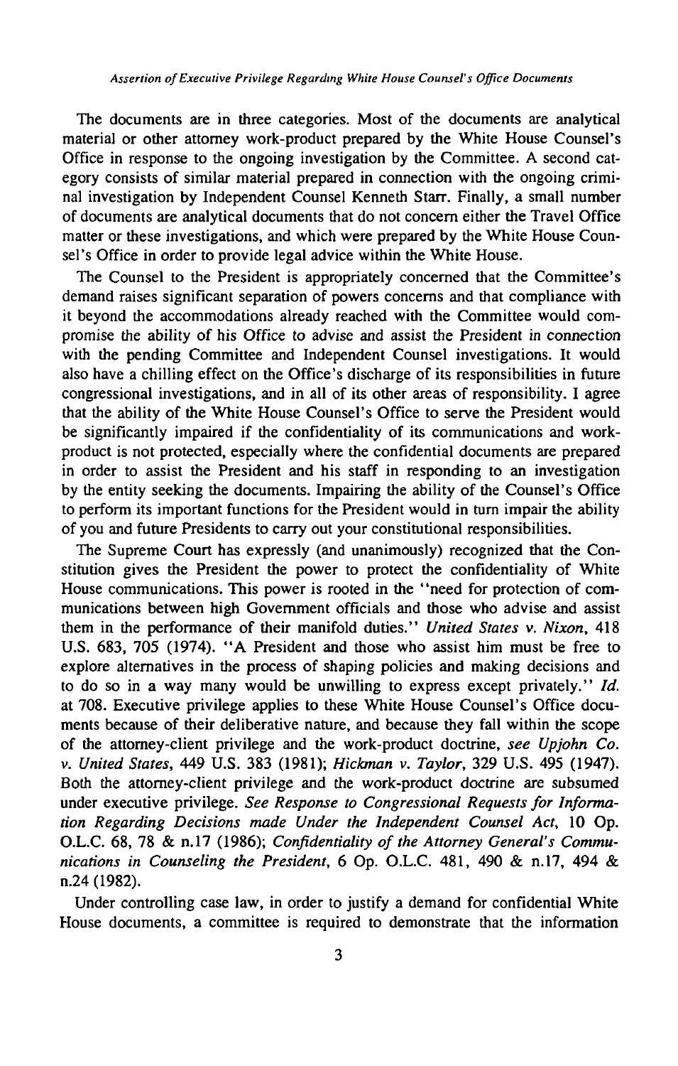The documents are in three categories. Most of the documents are analytical material or other attorney work-product prepared by the White House Counsel's Office in response to the ongoing investigation by the Committee. A second category consists of similar material prepared in connection with the ongoing criminal investigation by Independent Counsel Kenneth Starr. Finally, a small number of documents are analytical documents that do not concern either the Travel Office matter or these investigations, and which were prepared by the White House Counsel's Office in order to provide legal advice within the White House.

The Counsel to the President is appropriately concerned that the Committee's demand raises significant separation of powers concerns and that compliance with it beyond the accommodations already reached with the Committee would compromise the ability of his Office to advise and assist the President in connection with the pending Committee and Independent Counsel investigations. It would also have a chilling effect on the Office's discharge of its responsibilities in future congressional investigations, and in all of its other areas of responsibility. I agree that the ability of the White House Counsel's Office to serve the President would be significantly impaired if the confidentiality of its communications and work-product is not protected, especially where the confidential documents are prepared in order to assist the President and his staff in responding to an investigation by the entity seeking the documents. Impairing the ability of the Counsel's Office to perform its important functions for the President would in turn impair the ability of you and future Presidents to carry out your constitutional responsibilities.

The Supreme Court has expressly (and unanimously) recognized that the Constitution gives the President the power to protect the confidentiality of White House communications. This power is rooted in the "need for protection of communications between high Government officials and those who advise and assist them in the performance of their manifold duties." *United States v. Nixon*, 418 U.S. 683, 705 (1974). "A President and those who assist him must be free to explore alternatives in the process of shaping policies and making decisions and to do so in a way many would be unwilling to express except privately." *Id.* at 708. Executive privilege applies to these White House Counsel's Office documents because of their deliberative nature, and because they fall within the scope of the attorney-client privilege and the work-product doctrine, *see Upjohn Co. v. United States*, 449 U.S. 383 (1981); *Hickman v. Taylor*, 329 U.S. 495 (1947). Both the attorney-client privilege and the work-product doctrine are subsumed under executive privilege. *See Response to Congressional Requests for Information Regarding Decisions made Under the Independent Counsel Act*, 10 Op. O.L.C. 68, 78 & n.17 (1986); *Confidentiality of the Attorney General's Communications in Counseling the President*, 6 Op. O.L.C. 481, 490 & n.17, 494 & n.24 (1982).

Under controlling case law, in order to justify a demand for confidential White House documents, a committee is required to demonstrate that the information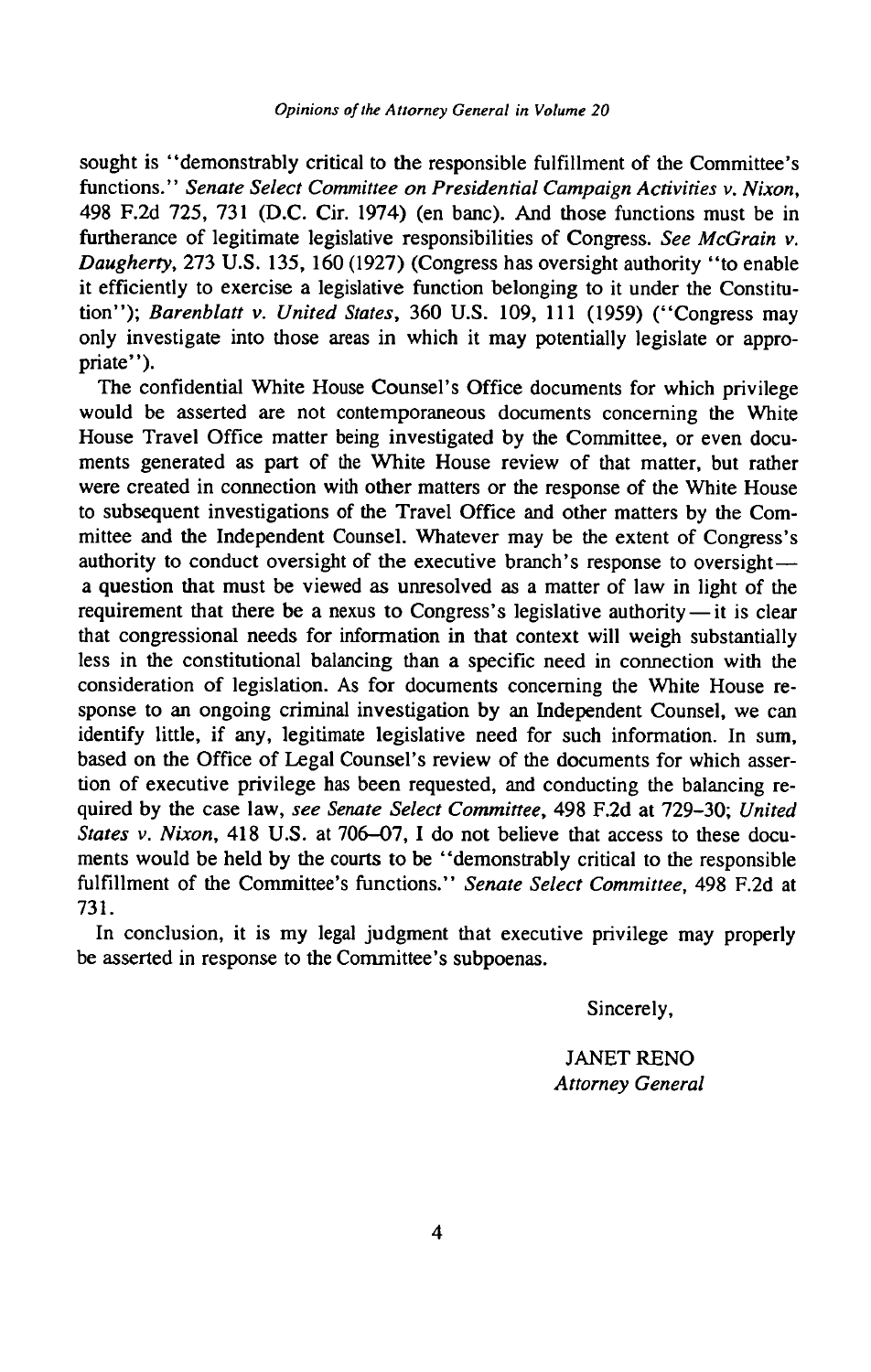sought is "demonstrably critical to the responsible fulfillment of the Committee's functions." *Senate Select Committee on Presidential Campaign Activities v. Nixon*, 498 F.2d 725, 731 (D.C. Cir. 1974) (en banc). And those functions must be in furtherance of legitimate legislative responsibilities of Congress. *See McGrain v. Daugherty*, 273 U.S. 135, 160 (1927) (Congress has oversight authority "to enable it efficiently to exercise a legislative function belonging to it under the Constitution"); *Barenblatt v. United States*, 360 U.S. 109, 111 (1959) ("Congress may only investigate into those areas in which it may potentially legislate or appropriate").

The confidential White House Counsel's Office documents for which privilege would be asserted are not contemporaneous documents concerning the White House Travel Office matter being investigated by the Committee, or even documents generated as part of the White House review of that matter, but rather were created in connection with other matters or the response of the White House to subsequent investigations of the Travel Office and other matters by the Committee and the Independent Counsel. Whatever may be the extent of Congress's authority to conduct oversight of the executive branch's response to oversight—a question that must be viewed as unresolved as a matter of law in light of the requirement that there be a nexus to Congress's legislative authority—it is clear that congressional needs for information in that context will weigh substantially less in the constitutional balancing than a specific need in connection with the consideration of legislation. As for documents concerning the White House response to an ongoing criminal investigation by an Independent Counsel, we can identify little, if any, legitimate legislative need for such information. In sum, based on the Office of Legal Counsel's review of the documents for which assertion of executive privilege has been requested, and conducting the balancing required by the case law, *see Senate Select Committee*, 498 F.2d at 729–30; *United States v. Nixon*, 418 U.S. at 706–07, I do not believe that access to these documents would be held by the courts to be "demonstrably critical to the responsible fulfillment of the Committee's functions." *Senate Select Committee*, 498 F.2d at 731.

In conclusion, it is my legal judgment that executive privilege may properly be asserted in response to the Committee's subpoenas.

Sincerely,

JANET RENO
*Attorney General*